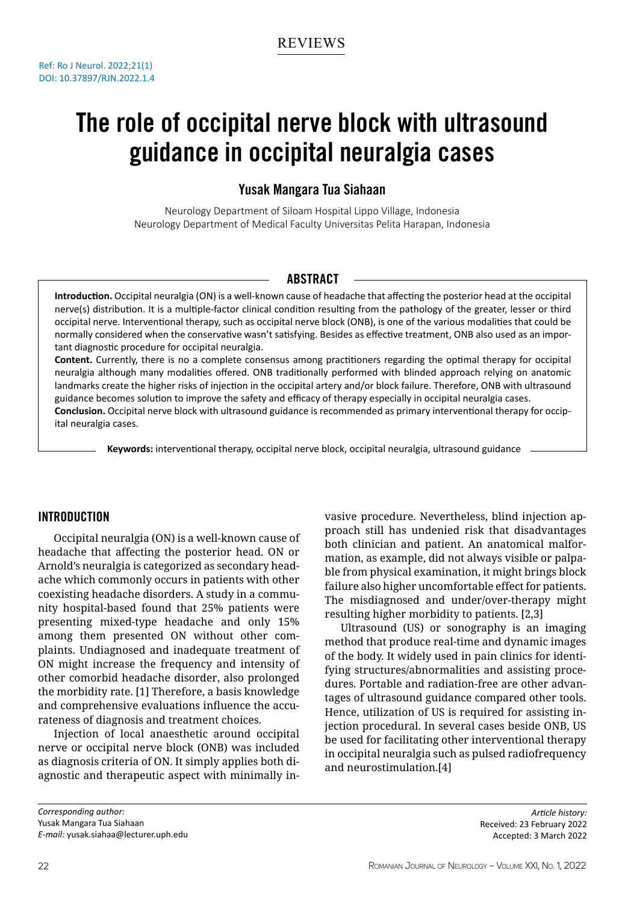REVIEWS

Ref: Ro J Neurol. 2022;21(1)
DOI: 10.37897/RJN.2022.1.4

# The role of occipital nerve block with ultrasound guidance in occipital neuralgia cases

## Yusak Mangara Tua Siahaan

Neurology Department of Siloam Hospital Lippo Village, Indonesia
Neurology Department of Medical Faculty Universitas Pelita Harapan, Indonesia

## ABSTRACT

**Introduction.** Occipital neuralgia (ON) is a well-known cause of headache that affecting the posterior head at the occipital nerve(s) distribution. It is a multiple-factor clinical condition resulting from the pathology of the greater, lesser or third occipital nerve. Interventional therapy, such as occipital nerve block (ONB), is one of the various modalities that could be normally considered when the conservative wasn't satisfying. Besides as effective treatment, ONB also used as an important diagnostic procedure for occipital neuralgia.

**Content.** Currently, there is no a complete consensus among practitioners regarding the optimal therapy for occipital neuralgia although many modalities offered. ONB traditionally performed with blinded approach relying on anatomic landmarks create the higher risks of injection in the occipital artery and/or block failure. Therefore, ONB with ultrasound guidance becomes solution to improve the safety and efficacy of therapy especially in occipital neuralgia cases.

**Conclusion.** Occipital nerve block with ultrasound guidance is recommended as primary interventional therapy for occipital neuralgia cases.

**Keywords:** interventional therapy, occipital nerve block, occipital neuralgia, ultrasound guidance

## INTRODUCTION

Occipital neuralgia (ON) is a well-known cause of headache that affecting the posterior head. ON or Arnold's neuralgia is categorized as secondary headache which commonly occurs in patients with other coexisting headache disorders. A study in a community hospital-based found that 25% patients were presenting mixed-type headache and only 15% among them presented ON without other complaints. Undiagnosed and inadequate treatment of ON might increase the frequency and intensity of other comorbid headache disorder, also prolonged the morbidity rate. [1] Therefore, a basis knowledge and comprehensive evaluations influence the accurateness of diagnosis and treatment choices.

Injection of local anaesthetic around occipital nerve or occipital nerve block (ONB) was included as diagnosis criteria of ON. It simply applies both diagnostic and therapeutic aspect with minimally invasive procedure. Nevertheless, blind injection approach still has undenied risk that disadvantages both clinician and patient. An anatomical malformation, as example, did not always visible or palpable from physical examination, it might brings block failure also higher uncomfortable effect for patients. The misdiagnosed and under/over-therapy might resulting higher morbidity to patients. [2,3]

Ultrasound (US) or sonography is an imaging method that produce real-time and dynamic images of the body. It widely used in pain clinics for identifying structures/abnormalities and assisting procedures. Portable and radiation-free are other advantages of ultrasound guidance compared other tools. Hence, utilization of US is required for assisting injection procedural. In several cases beside ONB, US be used for facilitating other interventional therapy in occipital neuralgia such as pulsed radiofrequency and neurostimulation.[4]

*Corresponding author:*
Yusak Mangara Tua Siahaan
*E-mail:* yusak.siahaa@lecturer.uph.edu

*Article history:*
Received: 23 February 2022
Accepted: 3 March 2022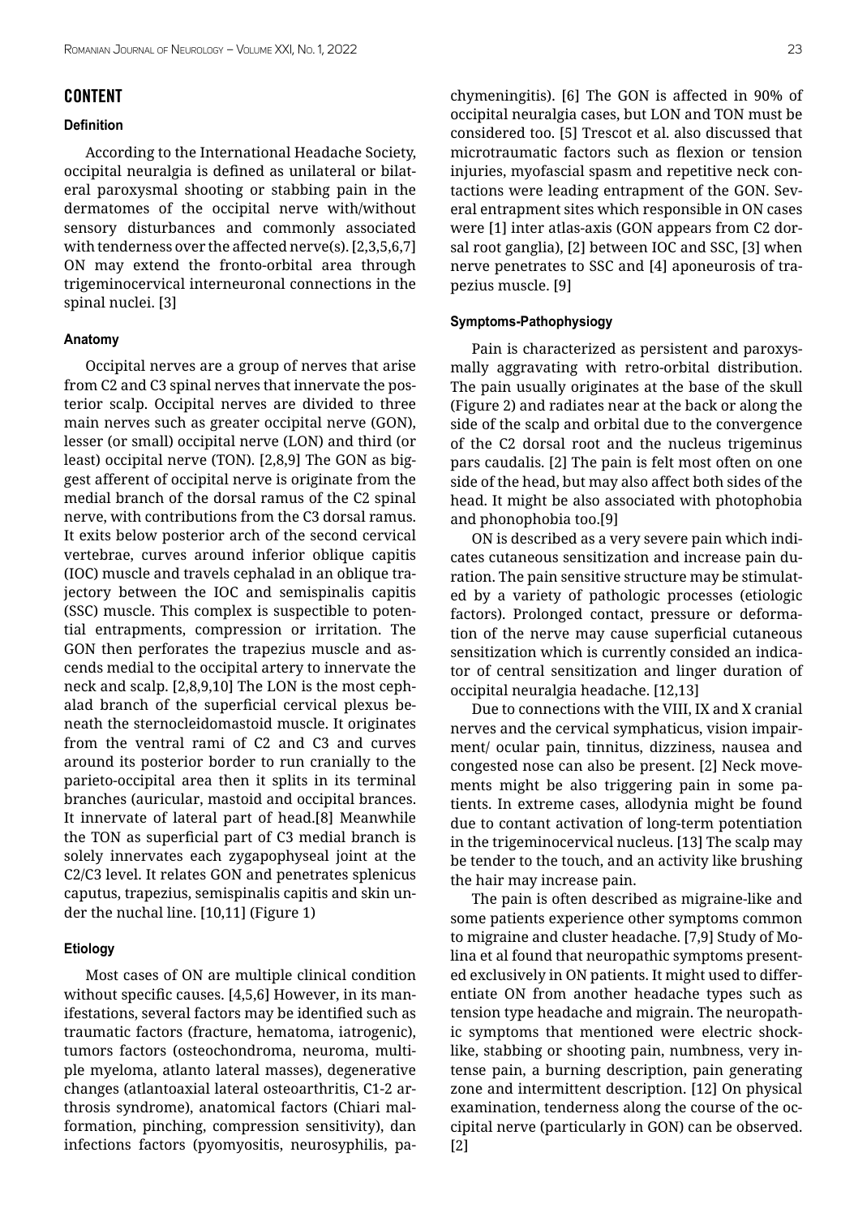## CONTENT

### Definition

According to the International Headache Society, occipital neuralgia is defined as unilateral or bilateral paroxysmal shooting or stabbing pain in the dermatomes of the occipital nerve with/without sensory disturbances and commonly associated with tenderness over the affected nerve(s). [2,3,5,6,7] ON may extend the fronto-orbital area through trigeminocervical interneuronal connections in the spinal nuclei. [3]

### Anatomy

Occipital nerves are a group of nerves that arise from C2 and C3 spinal nerves that innervate the posterior scalp. Occipital nerves are divided to three main nerves such as greater occipital nerve (GON), lesser (or small) occipital nerve (LON) and third (or least) occipital nerve (TON). [2,8,9] The GON as biggest afferent of occipital nerve is originate from the medial branch of the dorsal ramus of the C2 spinal nerve, with contributions from the C3 dorsal ramus. It exits below posterior arch of the second cervical vertebrae, curves around inferior oblique capitis (IOC) muscle and travels cephalad in an oblique trajectory between the IOC and semispinalis capitis (SSC) muscle. This complex is suspectible to potential entrapments, compression or irritation. The GON then perforates the trapezius muscle and ascends medial to the occipital artery to innervate the neck and scalp. [2,8,9,10] The LON is the most cephalad branch of the superficial cervical plexus beneath the sternocleidomastoid muscle. It originates from the ventral rami of C2 and C3 and curves around its posterior border to run cranially to the parieto-occipital area then it splits in its terminal branches (auricular, mastoid and occipital brances. It innervate of lateral part of head.[8] Meanwhile the TON as superficial part of C3 medial branch is solely innervates each zygapophyseal joint at the C2/C3 level. It relates GON and penetrates splenicus caputus, trapezius, semispinalis capitis and skin under the nuchal line. [10,11] (Figure 1)

### Etiology

Most cases of ON are multiple clinical condition without specific causes. [4,5,6] However, in its manifestations, several factors may be identified such as traumatic factors (fracture, hematoma, iatrogenic), tumors factors (osteochondroma, neuroma, multiple myeloma, atlanto lateral masses), degenerative changes (atlantoaxial lateral osteoarthritis, C1-2 arthrosis syndrome), anatomical factors (Chiari malformation, pinching, compression sensitivity), dan infections factors (pyomyositis, neurosyphilis, pachymeningitis). [6] The GON is affected in 90% of occipital neuralgia cases, but LON and TON must be considered too. [5] Trescot et al. also discussed that microtraumatic factors such as flexion or tension injuries, myofascial spasm and repetitive neck contactions were leading entrapment of the GON. Several entrapment sites which responsible in ON cases were [1] inter atlas-axis (GON appears from C2 dorsal root ganglia), [2] between IOC and SSC, [3] when nerve penetrates to SSC and [4] aponeurosis of trapezius muscle. [9]

### Symptoms-Pathophysiogy

Pain is characterized as persistent and paroxysmally aggravating with retro-orbital distribution. The pain usually originates at the base of the skull (Figure 2) and radiates near at the back or along the side of the scalp and orbital due to the convergence of the C2 dorsal root and the nucleus trigeminus pars caudalis. [2] The pain is felt most often on one side of the head, but may also affect both sides of the head. It might be also associated with photophobia and phonophobia too.[9]

ON is described as a very severe pain which indicates cutaneous sensitization and increase pain duration. The pain sensitive structure may be stimulated by a variety of pathologic processes (etiologic factors). Prolonged contact, pressure or deformation of the nerve may cause superficial cutaneous sensitization which is currently consided an indicator of central sensitization and linger duration of occipital neuralgia headache. [12,13]

Due to connections with the VIII, IX and X cranial nerves and the cervical symphaticus, vision impairment/ ocular pain, tinnitus, dizziness, nausea and congested nose can also be present. [2] Neck movements might be also triggering pain in some patients. In extreme cases, allodynia might be found due to contant activation of long-term potentiation in the trigeminocervical nucleus. [13] The scalp may be tender to the touch, and an activity like brushing the hair may increase pain.

The pain is often described as migraine-like and some patients experience other symptoms common to migraine and cluster headache. [7,9] Study of Molina et al found that neuropathic symptoms presented exclusively in ON patients. It might used to differentiate ON from another headache types such as tension type headache and migrain. The neuropathic symptoms that mentioned were electric shock-like, stabbing or shooting pain, numbness, very intense pain, a burning description, pain generating zone and intermittent description. [12] On physical examination, tenderness along the course of the occipital nerve (particularly in GON) can be observed. [2]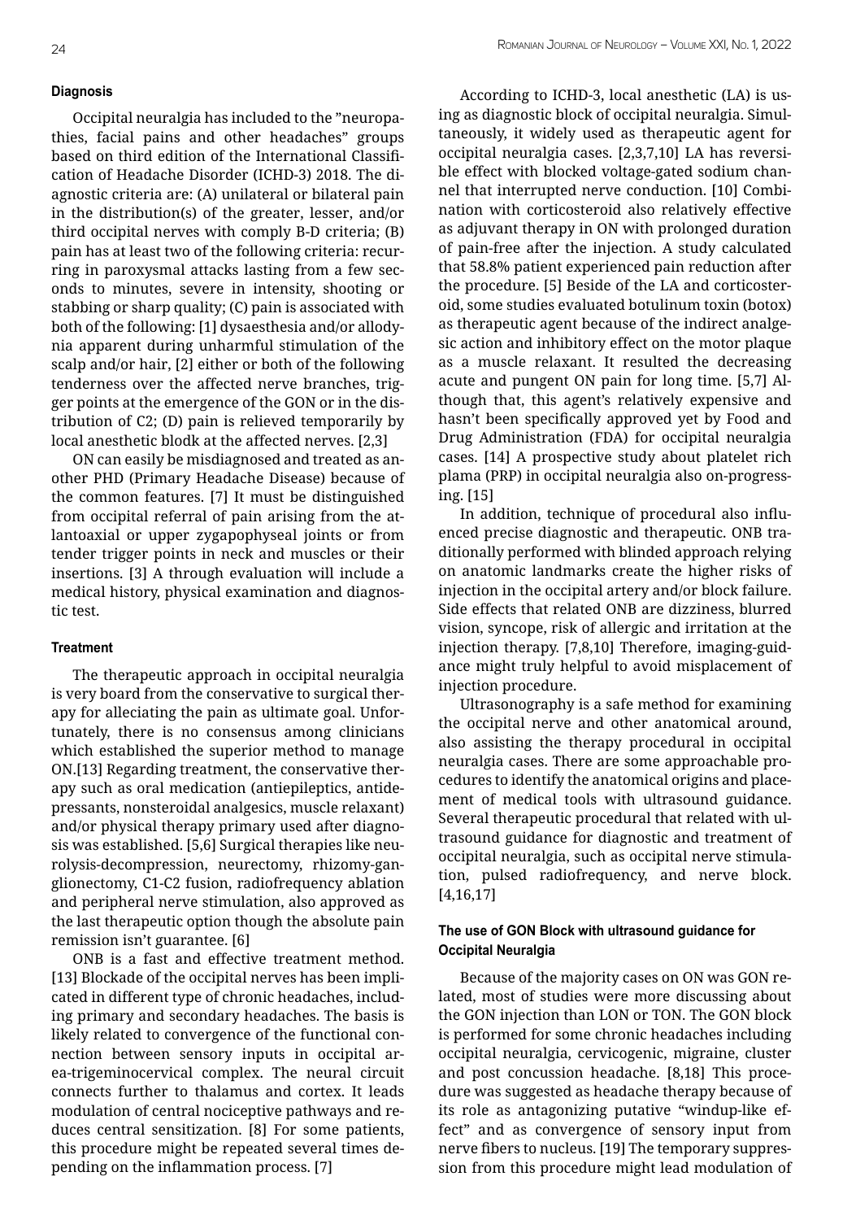## Diagnosis

Occipital neuralgia has included to the "neuropathies, facial pains and other headaches" groups based on third edition of the International Classification of Headache Disorder (ICHD-3) 2018. The diagnostic criteria are: (A) unilateral or bilateral pain in the distribution(s) of the greater, lesser, and/or third occipital nerves with comply B-D criteria; (B) pain has at least two of the following criteria: recurring in paroxysmal attacks lasting from a few seconds to minutes, severe in intensity, shooting or stabbing or sharp quality; (C) pain is associated with both of the following: [1] dysaesthesia and/or allodynia apparent during unharmful stimulation of the scalp and/or hair, [2] either or both of the following tenderness over the affected nerve branches, trigger points at the emergence of the GON or in the distribution of C2; (D) pain is relieved temporarily by local anesthetic blodk at the affected nerves. [2,3]

ON can easily be misdiagnosed and treated as another PHD (Primary Headache Disease) because of the common features. [7] It must be distinguished from occipital referral of pain arising from the atlantoaxial or upper zygapophyseal joints or from tender trigger points in neck and muscles or their insertions. [3] A through evaluation will include a medical history, physical examination and diagnostic test.

## Treatment

The therapeutic approach in occipital neuralgia is very board from the conservative to surgical therapy for alleciating the pain as ultimate goal. Unfortunately, there is no consensus among clinicians which established the superior method to manage ON.[13] Regarding treatment, the conservative therapy such as oral medication (antiepileptics, antidepressants, nonsteroidal analgesics, muscle relaxant) and/or physical therapy primary used after diagnosis was established. [5,6] Surgical therapies like neurolysis-decompression, neurectomy, rhizomy-ganglionectomy, C1-C2 fusion, radiofrequency ablation and peripheral nerve stimulation, also approved as the last therapeutic option though the absolute pain remission isn't guarantee. [6]

ONB is a fast and effective treatment method. [13] Blockade of the occipital nerves has been implicated in different type of chronic headaches, including primary and secondary headaches. The basis is likely related to convergence of the functional connection between sensory inputs in occipital area-trigeminocervical complex. The neural circuit connects further to thalamus and cortex. It leads modulation of central nociceptive pathways and reduces central sensitization. [8] For some patients, this procedure might be repeated several times depending on the inflammation process. [7]

According to ICHD-3, local anesthetic (LA) is using as diagnostic block of occipital neuralgia. Simultaneously, it widely used as therapeutic agent for occipital neuralgia cases. [2,3,7,10] LA has reversible effect with blocked voltage-gated sodium channel that interrupted nerve conduction. [10] Combination with corticosteroid also relatively effective as adjuvant therapy in ON with prolonged duration of pain-free after the injection. A study calculated that 58.8% patient experienced pain reduction after the procedure. [5] Beside of the LA and corticosteroid, some studies evaluated botulinum toxin (botox) as therapeutic agent because of the indirect analgesic action and inhibitory effect on the motor plaque as a muscle relaxant. It resulted the decreasing acute and pungent ON pain for long time. [5,7] Although that, this agent's relatively expensive and hasn't been specifically approved yet by Food and Drug Administration (FDA) for occipital neuralgia cases. [14] A prospective study about platelet rich plama (PRP) in occipital neuralgia also on-progressing. [15]

In addition, technique of procedural also influenced precise diagnostic and therapeutic. ONB traditionally performed with blinded approach relying on anatomic landmarks create the higher risks of injection in the occipital artery and/or block failure. Side effects that related ONB are dizziness, blurred vision, syncope, risk of allergic and irritation at the injection therapy. [7,8,10] Therefore, imaging-guidance might truly helpful to avoid misplacement of injection procedure.

Ultrasonography is a safe method for examining the occipital nerve and other anatomical around, also assisting the therapy procedural in occipital neuralgia cases. There are some approachable procedures to identify the anatomical origins and placement of medical tools with ultrasound guidance. Several therapeutic procedural that related with ultrasound guidance for diagnostic and treatment of occipital neuralgia, such as occipital nerve stimulation, pulsed radiofrequency, and nerve block. [4,16,17]

## The use of GON Block with ultrasound guidance for Occipital Neuralgia

Because of the majority cases on ON was GON related, most of studies were more discussing about the GON injection than LON or TON. The GON block is performed for some chronic headaches including occipital neuralgia, cervicogenic, migraine, cluster and post concussion headache. [8,18] This procedure was suggested as headache therapy because of its role as antagonizing putative "windup-like effect" and as convergence of sensory input from nerve fibers to nucleus. [19] The temporary suppression from this procedure might lead modulation of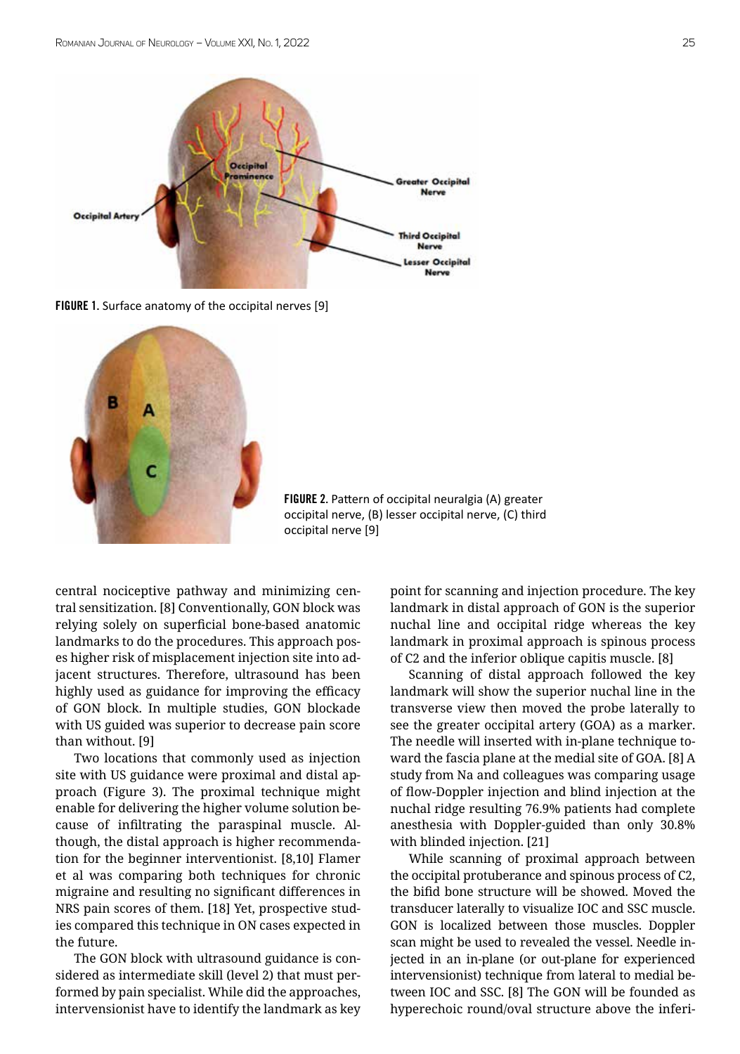FIGURE 1. Surface anatomy of the occipital nerves [9]

FIGURE 2. Pattern of occipital neuralgia (A) greater occipital nerve, (B) lesser occipital nerve, (C) third occipital nerve [9]

central nociceptive pathway and minimizing central sensitization. [8] Conventionally, GON block was relying solely on superficial bone-based anatomic landmarks to do the procedures. This approach poses higher risk of misplacement injection site into adjacent structures. Therefore, ultrasound has been highly used as guidance for improving the efficacy of GON block. In multiple studies, GON blockade with US guided was superior to decrease pain score than without. [9]

Two locations that commonly used as injection site with US guidance were proximal and distal approach (Figure 3). The proximal technique might enable for delivering the higher volume solution because of infiltrating the paraspinal muscle. Although, the distal approach is higher recommendation for the beginner interventionist. [8,10] Flamer et al was comparing both techniques for chronic migraine and resulting no significant differences in NRS pain scores of them. [18] Yet, prospective studies compared this technique in ON cases expected in the future.

The GON block with ultrasound guidance is considered as intermediate skill (level 2) that must performed by pain specialist. While did the approaches, intervensionist have to identify the landmark as key point for scanning and injection procedure. The key landmark in distal approach of GON is the superior nuchal line and occipital ridge whereas the key landmark in proximal approach is spinous process of C2 and the inferior oblique capitis muscle. [8]

Scanning of distal approach followed the key landmark will show the superior nuchal line in the transverse view then moved the probe laterally to see the greater occipital artery (GOA) as a marker. The needle will inserted with in-plane technique toward the fascia plane at the medial site of GOA. [8] A study from Na and colleagues was comparing usage of flow-Doppler injection and blind injection at the nuchal ridge resulting 76.9% patients had complete anesthesia with Doppler-guided than only 30.8% with blinded injection. [21]

While scanning of proximal approach between the occipital protuberance and spinous process of C2, the bifid bone structure will be showed. Moved the transducer laterally to visualize IOC and SSC muscle. GON is localized between those muscles. Doppler scan might be used to revealed the vessel. Needle injected in an in-plane (or out-plane for experienced intervensionist) technique from lateral to medial between IOC and SSC. [8] The GON will be founded as hyperechoic round/oval structure above the inferi-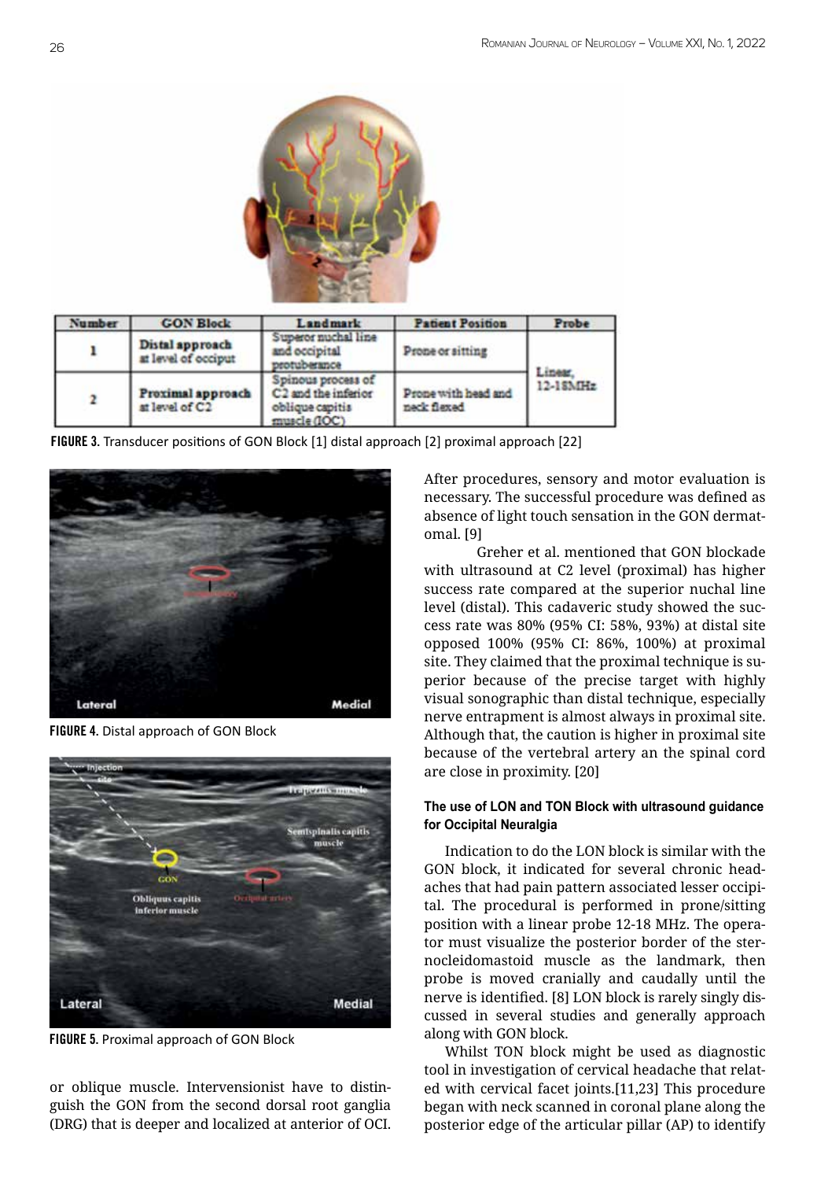| Number | GON Block | Landmark | Patient Position | Probe |
|---|---|---|---|---|
| 1 | **Distal approach** at level of occiput | Superor nuchal line and occipital protuberance | Prone or sitting | Linear, 12-18MHz |
| 2 | **Proximal approach** at level of C2 | Spinous process of C2 and the inferior oblique capitis muscle (IOC) | Prone with head and neck flexed | |

**FIGURE 3.** Transducer positions of GON Block [1] distal approach [2] proximal approach [22]

**FIGURE 4.** Distal approach of GON Block

**FIGURE 5.** Proximal approach of GON Block

or oblique muscle. Intervensionist have to distinguish the GON from the second dorsal root ganglia (DRG) that is deeper and localized at anterior of OCI.

After procedures, sensory and motor evaluation is necessary. The successful procedure was defined as absence of light touch sensation in the GON dermatomal. [9]

Greher et al. mentioned that GON blockade with ultrasound at C2 level (proximal) has higher success rate compared at the superior nuchal line level (distal). This cadaveric study showed the success rate was 80% (95% CI: 58%, 93%) at distal site opposed 100% (95% CI: 86%, 100%) at proximal site. They claimed that the proximal technique is superior because of the precise target with highly visual sonographic than distal technique, especially nerve entrapment is almost always in proximal site. Although that, the caution is higher in proximal site because of the vertebral artery an the spinal cord are close in proximity. [20]

### The use of LON and TON Block with ultrasound guidance for Occipital Neuralgia

Indication to do the LON block is similar with the GON block, it indicated for several chronic headaches that had pain pattern associated lesser occipital. The procedural is performed in prone/sitting position with a linear probe 12-18 MHz. The operator must visualize the posterior border of the sternocleidomastoid muscle as the landmark, then probe is moved cranially and caudally until the nerve is identified. [8] LON block is rarely singly discussed in several studies and generally approach along with GON block.

Whilst TON block might be used as diagnostic tool in investigation of cervical headache that related with cervical facet joints.[11,23] This procedure began with neck scanned in coronal plane along the posterior edge of the articular pillar (AP) to identify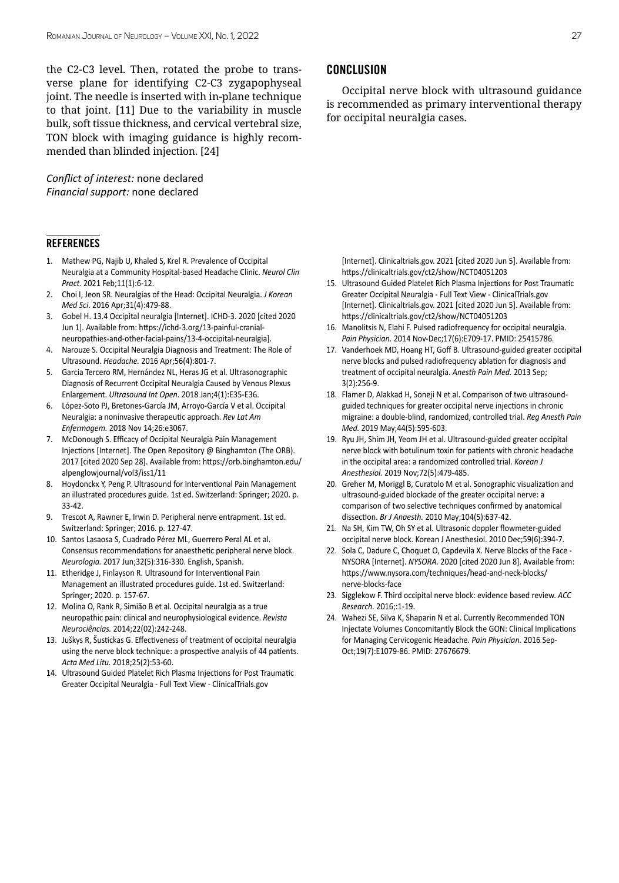the C2-C3 level. Then, rotated the probe to transverse plane for identifying C2-C3 zygapophyseal joint. The needle is inserted with in-plane technique to that joint. [11] Due to the variability in muscle bulk, soft tissue thickness, and cervical vertebral size, TON block with imaging guidance is highly recommended than blinded injection. [24]

*Conflict of interest:* none declared
*Financial support:* none declared

## CONCLUSION

Occipital nerve block with ultrasound guidance is recommended as primary interventional therapy for occipital neuralgia cases.

## REFERENCES

1. Mathew PG, Najib U, Khaled S, Krel R. Prevalence of Occipital Neuralgia at a Community Hospital-based Headache Clinic. *Neurol Clin Pract.* 2021 Feb;11(1):6-12.
2. Choi I, Jeon SR. Neuralgias of the Head: Occipital Neuralgia. *J Korean Med Sci*. 2016 Apr;31(4):479-88.
3. Gobel H. 13.4 Occipital neuralgia [Internet]. ICHD-3. 2020 [cited 2020 Jun 1]. Available from: https://ichd-3.org/13-painful-cranial-neuropathies-and-other-facial-pains/13-4-occipital-neuralgia].
4. Narouze S. Occipital Neuralgia Diagnosis and Treatment: The Role of Ultrasound. *Headache.* 2016 Apr;56(4):801-7.
5. Garcia Tercero RM, Hernández NL, Heras JG et al. Ultrasonographic Diagnosis of Recurrent Occipital Neuralgia Caused by Venous Plexus Enlargement. *Ultrasound Int Open.* 2018 Jan;4(1):E35-E36.
6. López-Soto PJ, Bretones-García JM, Arroyo-García V et al. Occipital Neuralgia: a noninvasive therapeutic approach. *Rev Lat Am Enfermagem.* 2018 Nov 14;26:e3067.
7. McDonough S. Efficacy of Occipital Neuralgia Pain Management Injections [Internet]. The Open Repository @ Binghamton (The ORB). 2017 [cited 2020 Sep 28]. Available from: https://orb.binghamton.edu/alpenglowjournal/vol3/iss1/11
8. Hoydonckx Y, Peng P. Ultrasound for Interventional Pain Management an illustrated procedures guide. 1st ed. Switzerland: Springer; 2020. p. 33-42.
9. Trescot A, Rawner E, Irwin D. Peripheral nerve entrapment. 1st ed. Switzerland: Springer; 2016. p. 127-47.
10. Santos Lasaosa S, Cuadrado Pérez ML, Guerrero Peral AL et al. Consensus recommendations for anaesthetic peripheral nerve block. *Neurologia.* 2017 Jun;32(5):316-330. English, Spanish.
11. Etheridge J, Finlayson R. Ultrasound for Interventional Pain Management an illustrated procedures guide. 1st ed. Switzerland: Springer; 2020. p. 157-67.
12. Molina O, Rank R, Simião B et al. Occipital neuralgia as a true neuropathic pain: clinical and neurophysiological evidence. *Revista Neurociências.* 2014;22(02):242-248.
13. Juškys R, Šustickas G. Effectiveness of treatment of occipital neuralgia using the nerve block technique: a prospective analysis of 44 patients. *Acta Med Litu.* 2018;25(2):53-60.
14. Ultrasound Guided Platelet Rich Plasma Injections for Post Traumatic Greater Occipital Neuralgia - Full Text View - ClinicalTrials.gov [Internet]. Clinicaltrials.gov. 2021 [cited 2020 Jun 5]. Available from: https://clinicaltrials.gov/ct2/show/NCT04051203
15. Ultrasound Guided Platelet Rich Plasma Injections for Post Traumatic Greater Occipital Neuralgia - Full Text View - ClinicalTrials.gov [Internet]. Clinicaltrials.gov. 2021 [cited 2020 Jun 5]. Available from: https://clinicaltrials.gov/ct2/show/NCT04051203
16. Manolitsis N, Elahi F. Pulsed radiofrequency for occipital neuralgia. *Pain Physician.* 2014 Nov-Dec;17(6):E709-17. PMID: 25415786.
17. Vanderhoek MD, Hoang HT, Goff B. Ultrasound-guided greater occipital nerve blocks and pulsed radiofrequency ablation for diagnosis and treatment of occipital neuralgia. *Anesth Pain Med.* 2013 Sep; 3(2):256-9.
18. Flamer D, Alakkad H, Soneji N et al. Comparison of two ultrasound-guided techniques for greater occipital nerve injections in chronic migraine: a double-blind, randomized, controlled trial. *Reg Anesth Pain Med.* 2019 May;44(5):595-603.
19. Ryu JH, Shim JH, Yeom JH et al. Ultrasound-guided greater occipital nerve block with botulinum toxin for patients with chronic headache in the occipital area: a randomized controlled trial. *Korean J Anesthesiol.* 2019 Nov;72(5):479-485.
20. Greher M, Moriggl B, Curatolo M et al. Sonographic visualization and ultrasound-guided blockade of the greater occipital nerve: a comparison of two selective techniques confirmed by anatomical dissection. *Br J Anaesth.* 2010 May;104(5):637-42.
21. Na SH, Kim TW, Oh SY et al. Ultrasonic doppler flowmeter-guided occipital nerve block. Korean J Anesthesiol. 2010 Dec;59(6):394-7.
22. Sola C, Dadure C, Choquet O, Capdevila X. Nerve Blocks of the Face - NYSORA [Internet]. *NYSORA.* 2020 [cited 2020 Jun 8]. Available from: https://www.nysora.com/techniques/head-and-neck-blocks/nerve-blocks-face
23. Sigglekow F. Third occipital nerve block: evidence based review. *ACC Research.* 2016;:1-19.
24. Wahezi SE, Silva K, Shaparin N et al. Currently Recommended TON Injectate Volumes Concomitantly Block the GON: Clinical Implications for Managing Cervicogenic Headache. *Pain Physician.* 2016 Sep-Oct;19(7):E1079-86. PMID: 27676679.